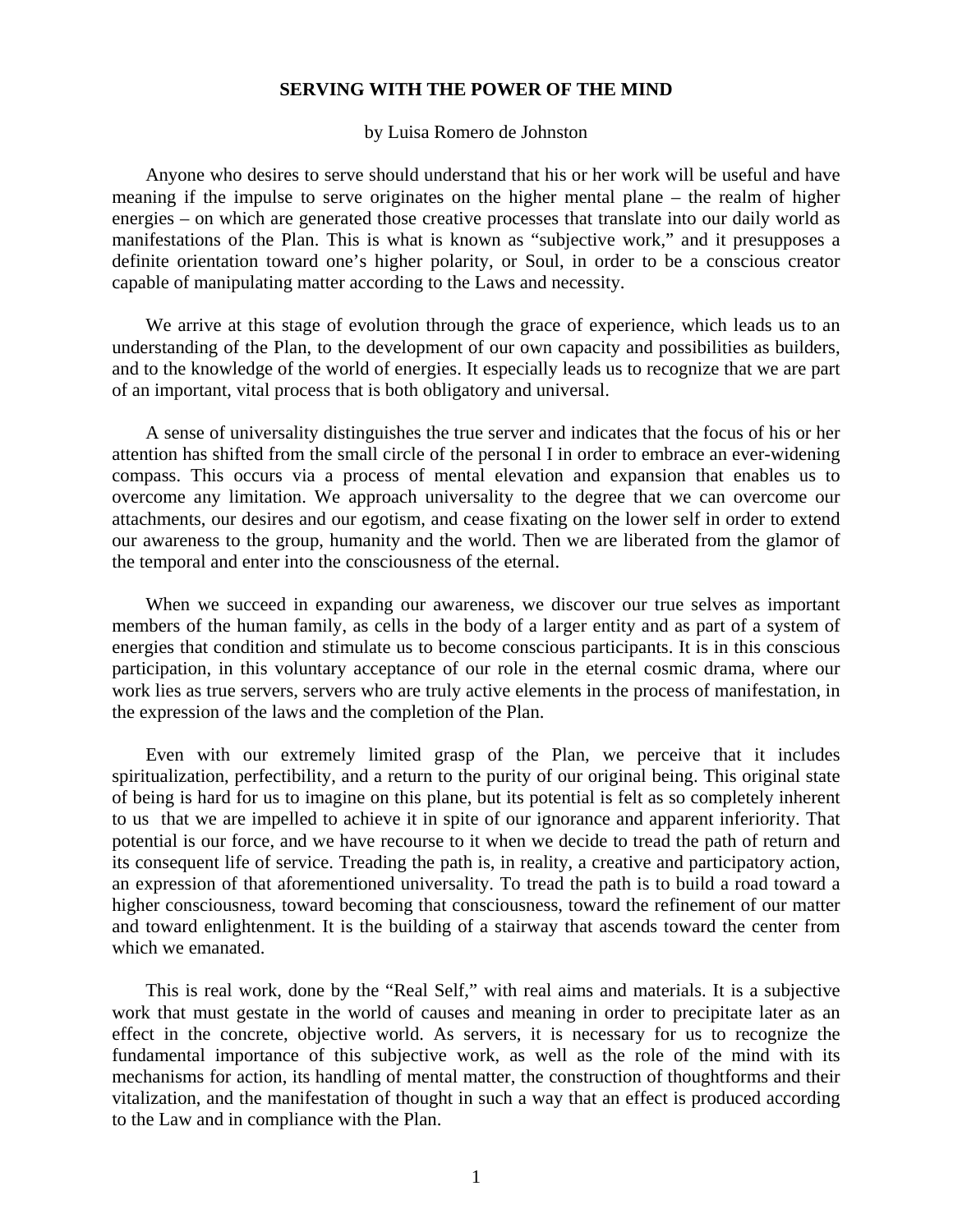# SERVING WITH THE POWER OF THE MIND

by Luisa Romero de Johnston

Anyone who desires to serve should understand that his or her work will be useful and have meaning if the impulse to serve originates on the higher mental plane – the realm of higher energies – on which are generated those creative processes that translate into our daily world as manifestations of the Plan. This is what is known as "subjective work," and it presupposes a definite orientation toward one's higher polarity, or Soul, in order to be a conscious creator capable of manipulating matter according to the Laws and necessity.

We arrive at this stage of evolution through the grace of experience, which leads us to an understanding of the Plan, to the development of our own capacity and possibilities as builders, and to the knowledge of the world of energies. It especially leads us to recognize that we are part of an important, vital process that is both obligatory and universal.

A sense of universality distinguishes the true server and indicates that the focus of his or her attention has shifted from the small circle of the personal I in order to embrace an ever-widening compass. This occurs via a process of mental elevation and expansion that enables us to overcome any limitation. We approach universality to the degree that we can overcome our attachments, our desires and our egotism, and cease fixating on the lower self in order to extend our awareness to the group, humanity and the world. Then we are liberated from the glamor of the temporal and enter into the consciousness of the eternal.

When we succeed in expanding our awareness, we discover our true selves as important members of the human family, as cells in the body of a larger entity and as part of a system of energies that condition and stimulate us to become conscious participants. It is in this conscious participation, in this voluntary acceptance of our role in the eternal cosmic drama, where our work lies as true servers, servers who are truly active elements in the process of manifestation, in the expression of the laws and the completion of the Plan.

Even with our extremely limited grasp of the Plan, we perceive that it includes spiritualization, perfectibility, and a return to the purity of our original being. This original state of being is hard for us to imagine on this plane, but its potential is felt as so completely inherent to us that we are impelled to achieve it in spite of our ignorance and apparent inferiority. That potential is our force, and we have recourse to it when we decide to tread the path of return and its consequent life of service. Treading the path is, in reality, a creative and participatory action, an expression of that aforementioned universality. To tread the path is to build a road toward a higher consciousness, toward becoming that consciousness, toward the refinement of our matter and toward enlightenment. It is the building of a stairway that ascends toward the center from which we emanated.

This is real work, done by the "Real Self," with real aims and materials. It is a subjective work that must gestate in the world of causes and meaning in order to precipitate later as an effect in the concrete, objective world. As servers, it is necessary for us to recognize the fundamental importance of this subjective work, as well as the role of the mind with its mechanisms for action, its handling of mental matter, the construction of thoughtforms and their vitalization, and the manifestation of thought in such a way that an effect is produced according to the Law and in compliance with the Plan.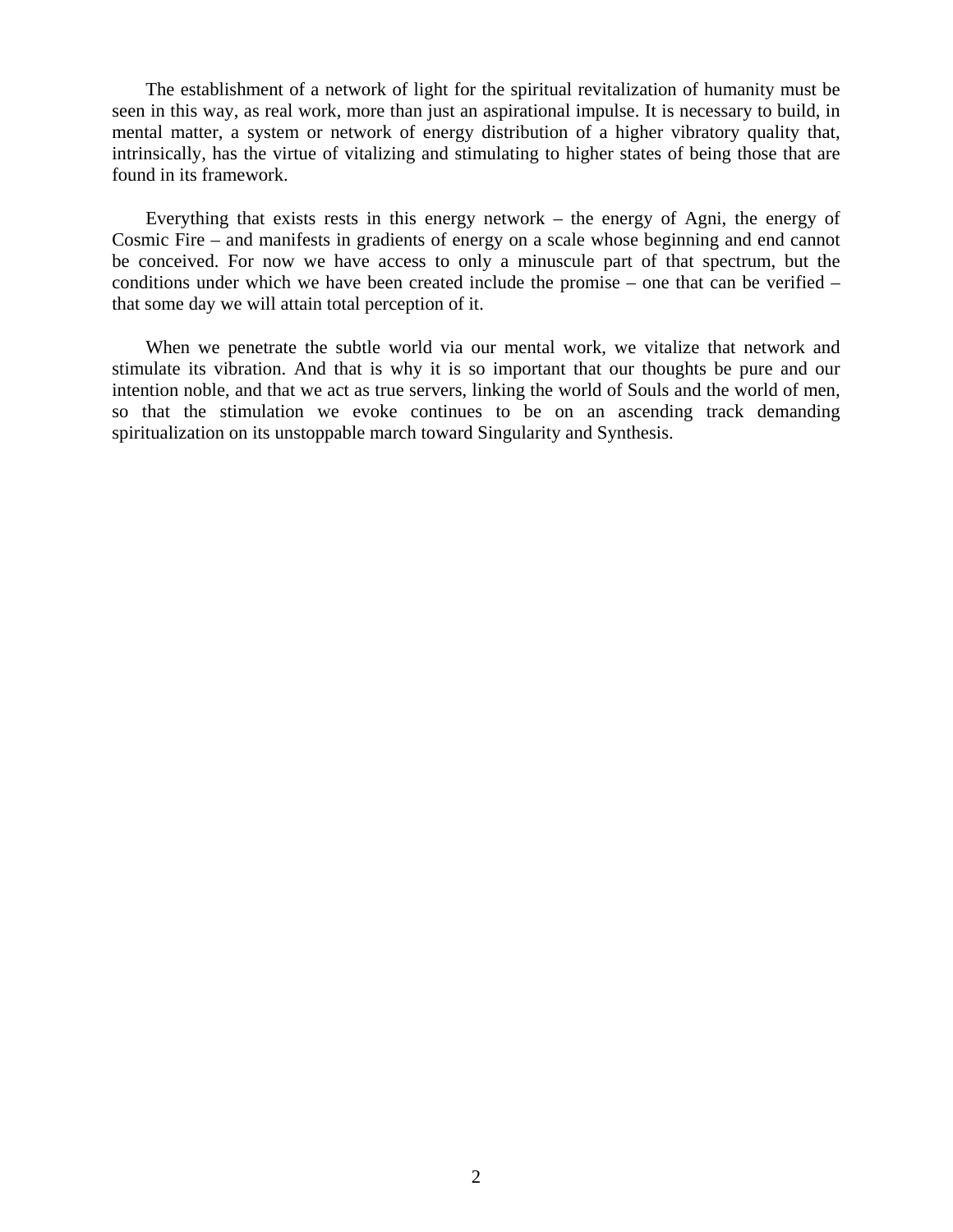The establishment of a network of light for the spiritual revitalization of humanity must be seen in this way, as real work, more than just an aspirational impulse. It is necessary to build, in mental matter, a system or network of energy distribution of a higher vibratory quality that, intrinsically, has the virtue of vitalizing and stimulating to higher states of being those that are found in its framework.

Everything that exists rests in this energy network – the energy of Agni, the energy of Cosmic Fire – and manifests in gradients of energy on a scale whose beginning and end cannot be conceived. For now we have access to only a minuscule part of that spectrum, but the conditions under which we have been created include the promise – one that can be verified – that some day we will attain total perception of it.

When we penetrate the subtle world via our mental work, we vitalize that network and stimulate its vibration. And that is why it is so important that our thoughts be pure and our intention noble, and that we act as true servers, linking the world of Souls and the world of men, so that the stimulation we evoke continues to be on an ascending track demanding spiritualization on its unstoppable march toward Singularity and Synthesis.